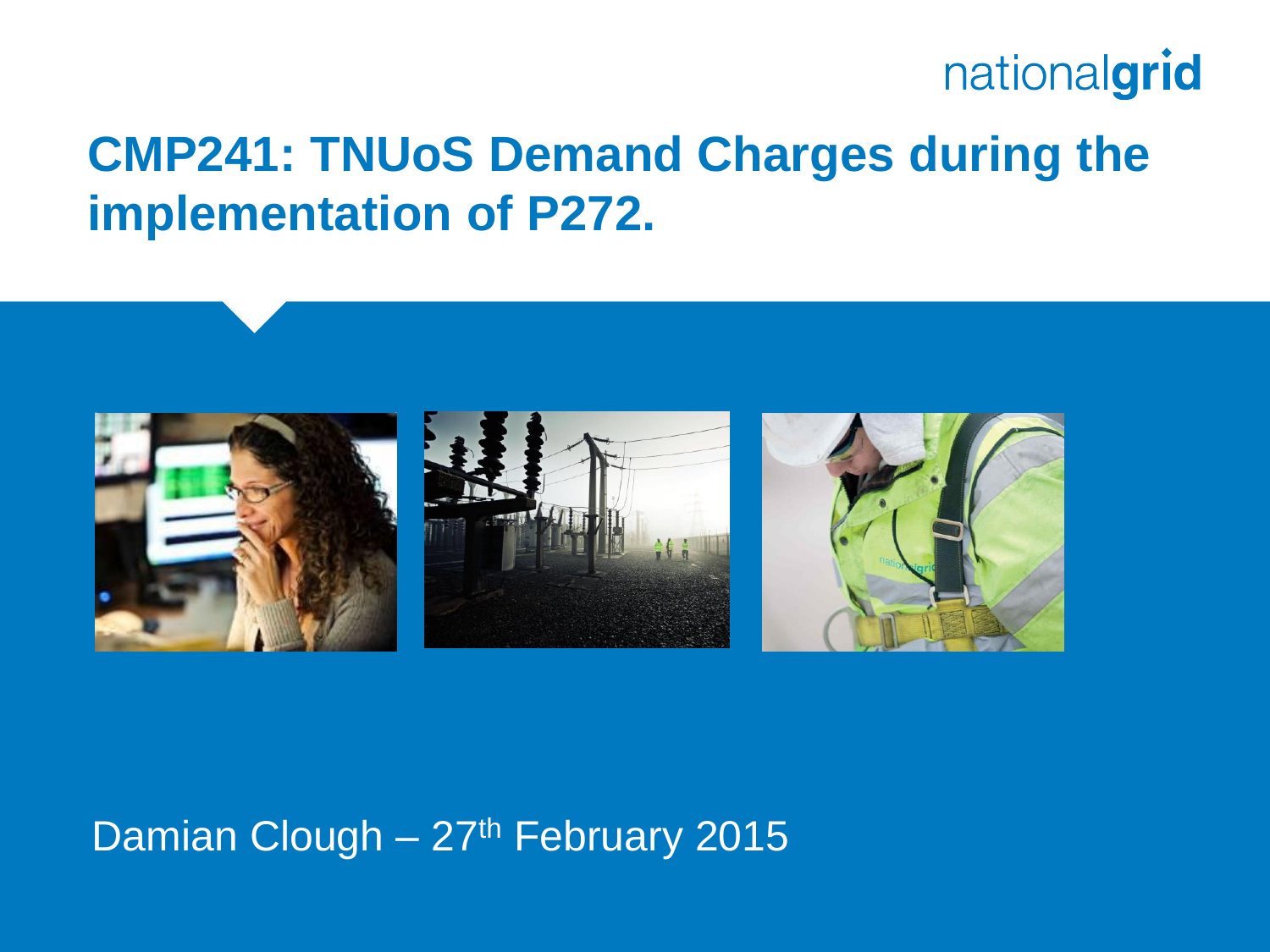nationalgrid

# CMP241: TNUoS Demand Charges during the implementation of P272.

Damian Clough – 27th February 2015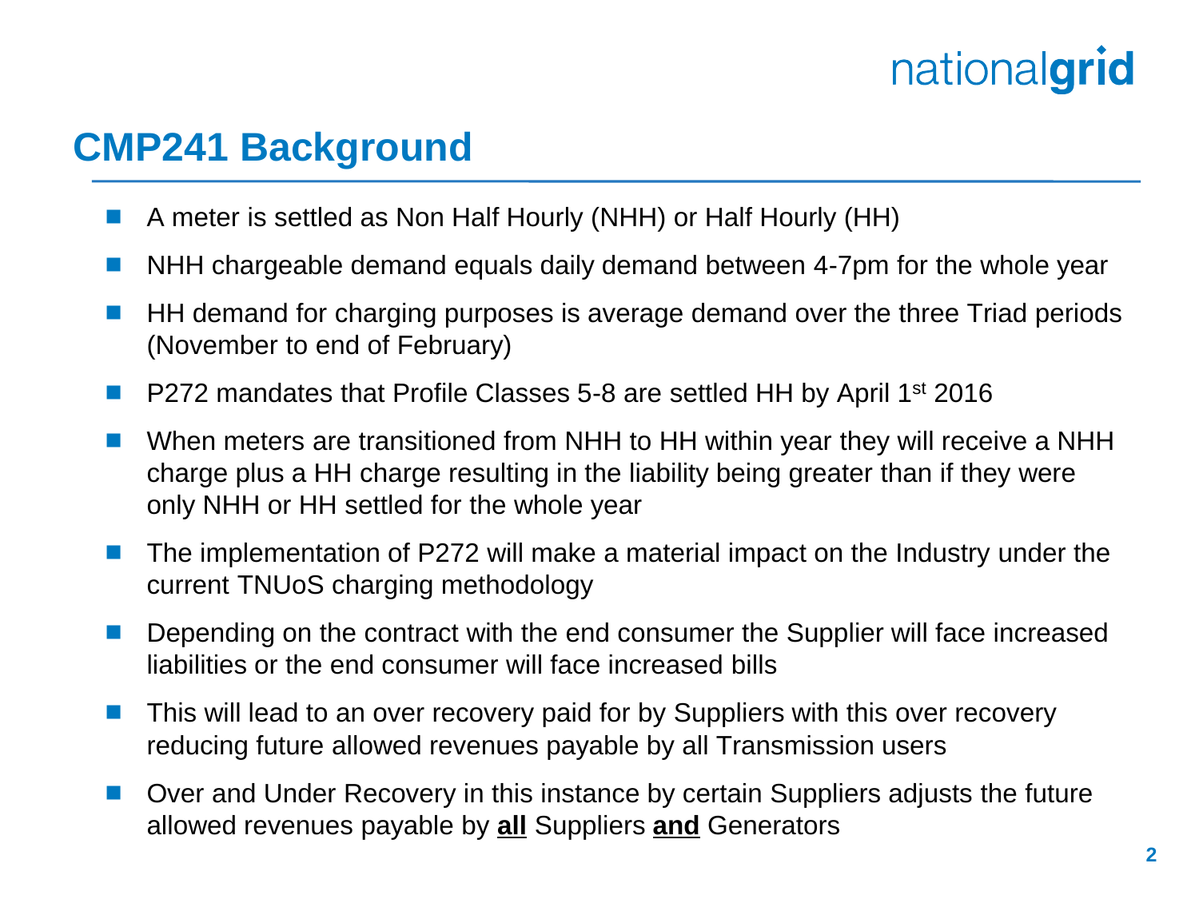# CMP241 Background

- A meter is settled as Non Half Hourly (NHH) or Half Hourly (HH)
- NHH chargeable demand equals daily demand between 4-7pm for the whole year
- HH demand for charging purposes is average demand over the three Triad periods (November to end of February)
- P272 mandates that Profile Classes 5-8 are settled HH by April 1st 2016
- When meters are transitioned from NHH to HH within year they will receive a NHH charge plus a HH charge resulting in the liability being greater than if they were only NHH or HH settled for the whole year
- The implementation of P272 will make a material impact on the Industry under the current TNUoS charging methodology
- Depending on the contract with the end consumer the Supplier will face increased liabilities or the end consumer will face increased bills
- This will lead to an over recovery paid for by Suppliers with this over recovery reducing future allowed revenues payable by all Transmission users
- Over and Under Recovery in this instance by certain Suppliers adjusts the future allowed revenues payable by **all** Suppliers **and** Generators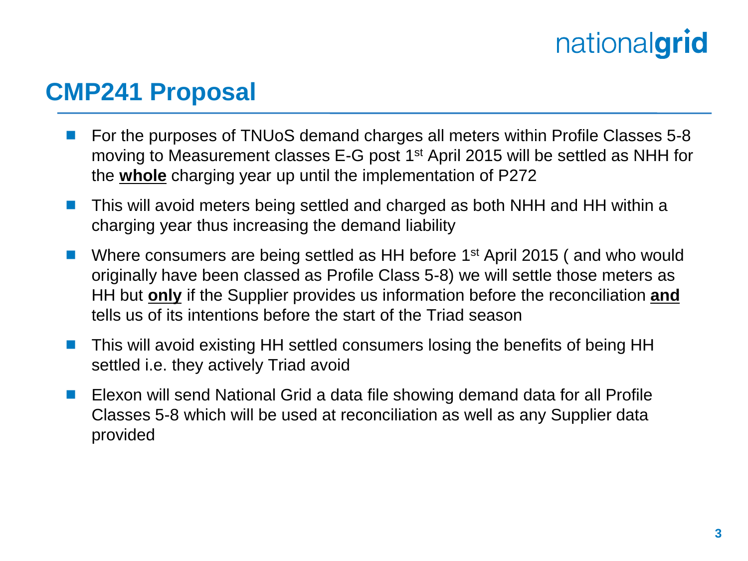## CMP241 Proposal

- For the purposes of TNUoS demand charges all meters within Profile Classes 5-8 moving to Measurement classes E-G post 1st April 2015 will be settled as NHH for the **whole** charging year up until the implementation of P272
- This will avoid meters being settled and charged as both NHH and HH within a charging year thus increasing the demand liability
- Where consumers are being settled as HH before 1st April 2015 ( and who would originally have been classed as Profile Class 5-8) we will settle those meters as HH but **only** if the Supplier provides us information before the reconciliation **and** tells us of its intentions before the start of the Triad season
- This will avoid existing HH settled consumers losing the benefits of being HH settled i.e. they actively Triad avoid
- Elexon will send National Grid a data file showing demand data for all Profile Classes 5-8 which will be used at reconciliation as well as any Supplier data provided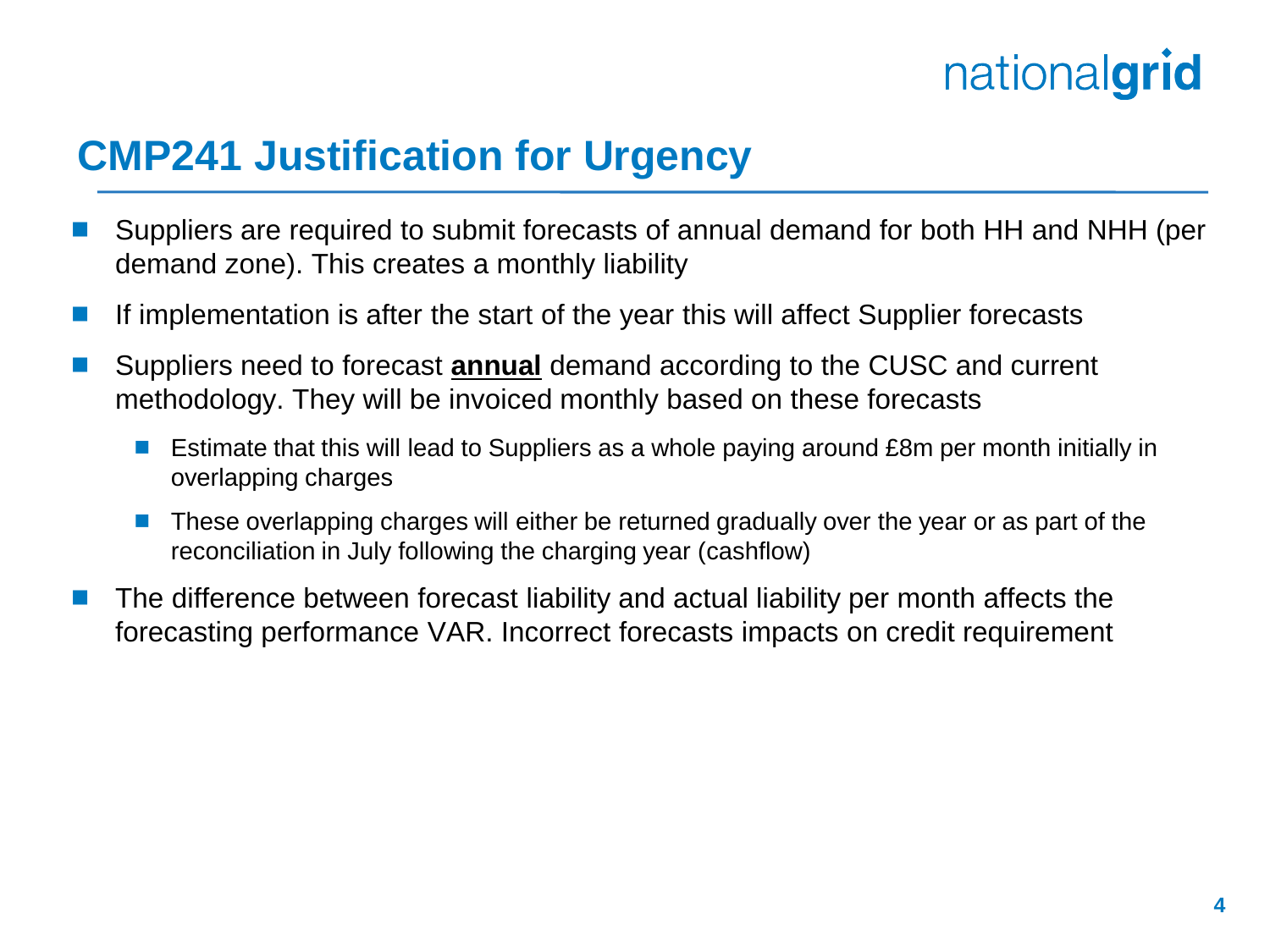# CMP241 Justification for Urgency

- Suppliers are required to submit forecasts of annual demand for both HH and NHH (per demand zone). This creates a monthly liability
- If implementation is after the start of the year this will affect Supplier forecasts
- Suppliers need to forecast **annual** demand according to the CUSC and current methodology. They will be invoiced monthly based on these forecasts
  - Estimate that this will lead to Suppliers as a whole paying around £8m per month initially in overlapping charges
  - These overlapping charges will either be returned gradually over the year or as part of the reconciliation in July following the charging year (cashflow)
- The difference between forecast liability and actual liability per month affects the forecasting performance VAR. Incorrect forecasts impacts on credit requirement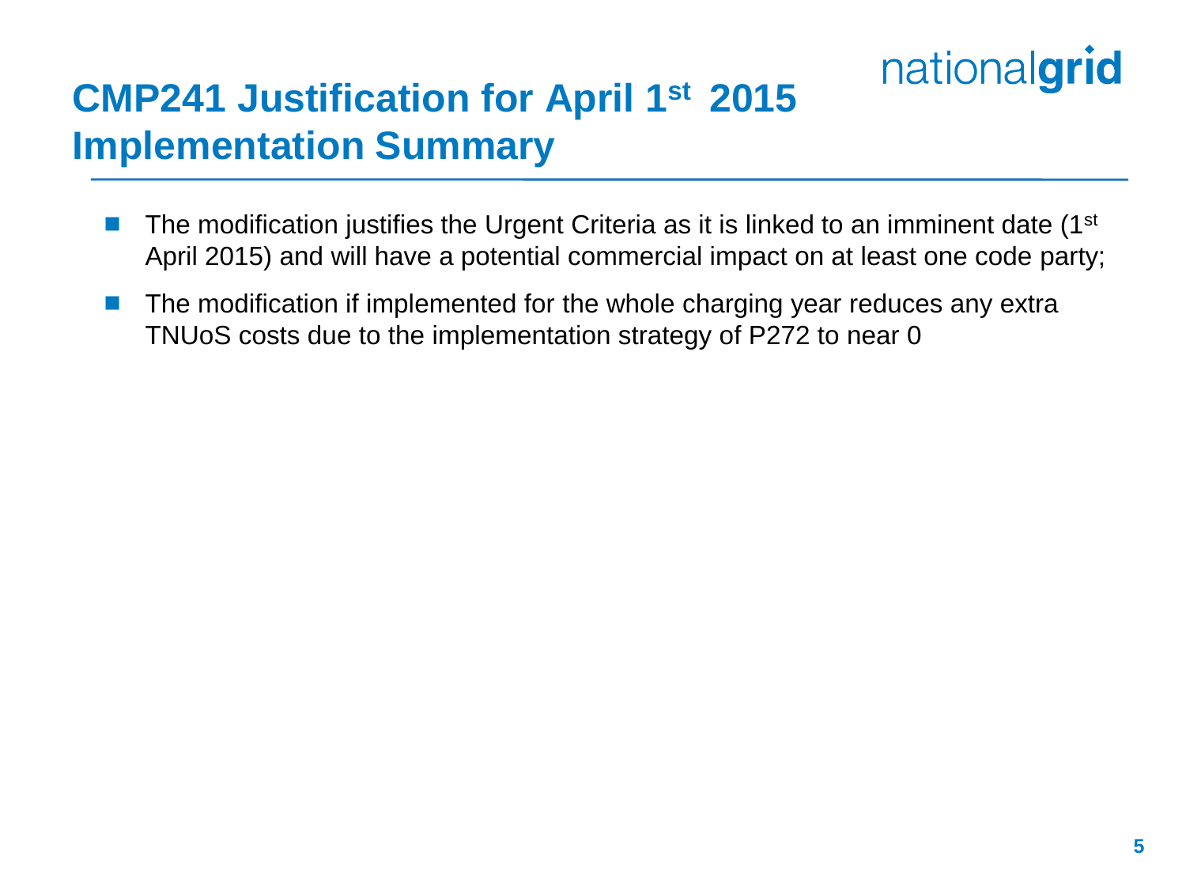# CMP241 Justification for April 1st 2015 Implementation Summary

- The modification justifies the Urgent Criteria as it is linked to an imminent date (1st April 2015) and will have a potential commercial impact on at least one code party;
- The modification if implemented for the whole charging year reduces any extra TNUoS costs due to the implementation strategy of P272 to near 0